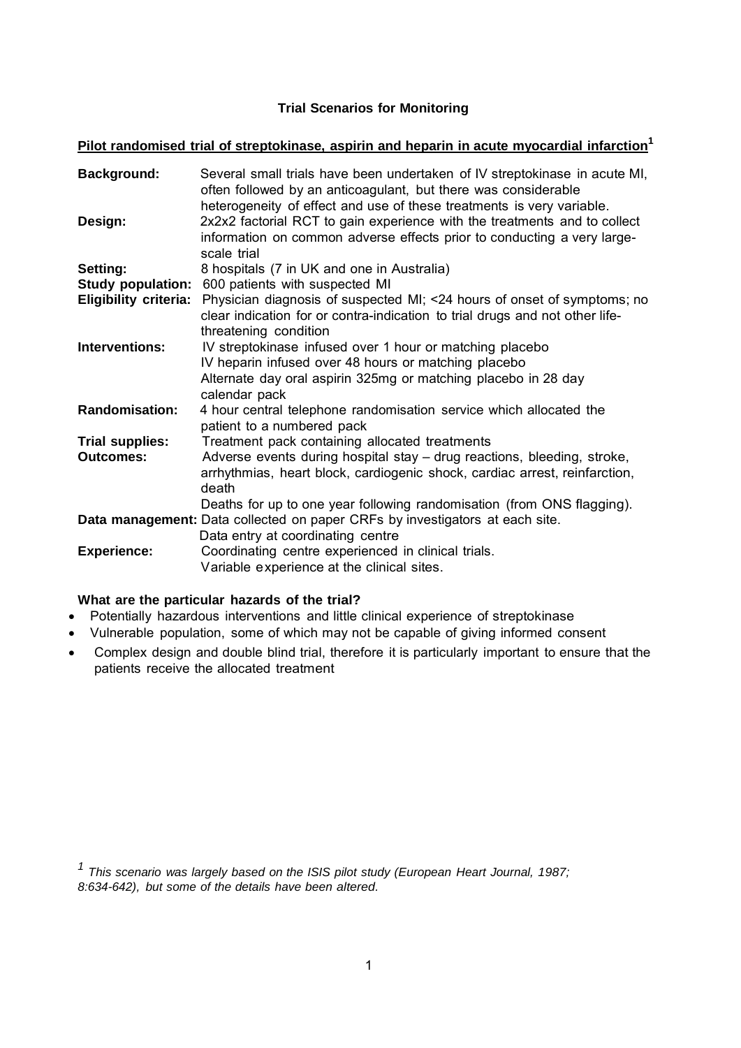**Trial Scenarios for Monitoring**

**Pilot randomised trial of streptokinase, aspirin and heparin in acute myocardial infarction[1]**

| | |
|---|---|
| **Background:** | Several small trials have been undertaken of IV streptokinase in acute MI, often followed by an anticoagulant, but there was considerable heterogeneity of effect and use of these treatments is very variable. |
| **Design:** | 2x2x2 factorial RCT to gain experience with the treatments and to collect information on common adverse effects prior to conducting a very large-scale trial |
| **Setting:** | 8 hospitals (7 in UK and one in Australia) |
| **Study population:** | 600 patients with suspected MI |
| **Eligibility criteria:** | Physician diagnosis of suspected MI; <24 hours of onset of symptoms; no clear indication for or contra-indication to trial drugs and not other life-threatening condition |
| **Interventions:** | IV streptokinase infused over 1 hour or matching placebo<br>IV heparin infused over 48 hours or matching placebo<br>Alternate day oral aspirin 325mg or matching placebo in 28 day calendar pack |
| **Randomisation:** | 4 hour central telephone randomisation service which allocated the patient to a numbered pack |
| **Trial supplies:** | Treatment pack containing allocated treatments |
| **Outcomes:** | Adverse events during hospital stay – drug reactions, bleeding, stroke, arrhythmias, heart block, cardiogenic shock, cardiac arrest, reinfarction, death<br>Deaths for up to one year following randomisation (from ONS flagging). |
| **Data management:** | Data collected on paper CRFs by investigators at each site.<br>Data entry at coordinating centre |
| **Experience:** | Coordinating centre experienced in clinical trials.<br>Variable experience at the clinical sites. |

**What are the particular hazards of the trial?**

- Potentially hazardous interventions and little clinical experience of streptokinase
- Vulnerable population, some of which may not be capable of giving informed consent
- Complex design and double blind trial, therefore it is particularly important to ensure that the patients receive the allocated treatment

[1] *This scenario was largely based on the ISIS pilot study (European Heart Journal, 1987; 8:634-642), but some of the details have been altered.*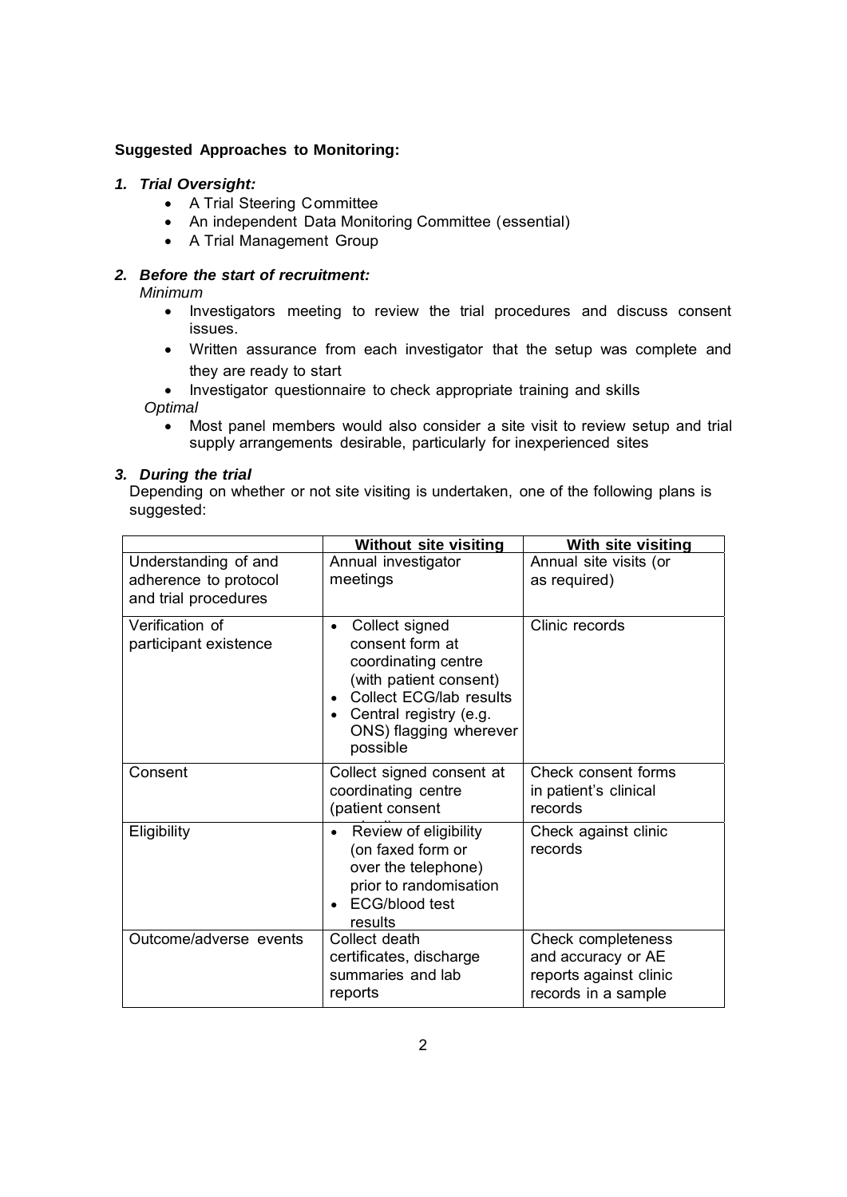**Suggested Approaches to Monitoring:**

1. ***Trial Oversight:***
    - A Trial Steering Committee
    - An independent Data Monitoring Committee (essential)
    - A Trial Management Group

2. ***Before the start of recruitment:***

    *Minimum*

    - Investigators meeting to review the trial procedures and discuss consent issues.
    - Written assurance from each investigator that the setup was complete and they are ready to start
    - Investigator questionnaire to check appropriate training and skills

    *Optimal*

    - Most panel members would also consider a site visit to review setup and trial supply arrangements desirable, particularly for inexperienced sites

3. ***During the trial***

    Depending on whether or not site visiting is undertaken, one of the following plans is suggested:

| | Without site visiting | With site visiting |
|---|---|---|
| Understanding of and adherence to protocol and trial procedures | Annual investigator meetings | Annual site visits (or as required) |
| Verification of participant existence | • Collect signed consent form at coordinating centre (with patient consent)<br>• Collect ECG/lab results<br>• Central registry (e.g. ONS) flagging wherever possible | Clinic records |
| Consent | Collect signed consent at coordinating centre (patient consent | Check consent forms in patient's clinical records |
| Eligibility | • Review of eligibility (on faxed form or over the telephone) prior to randomisation<br>• ECG/blood test results | Check against clinic records |
| Outcome/adverse events | Collect death certificates, discharge summaries and lab reports | Check completeness and accuracy or AE reports against clinic records in a sample |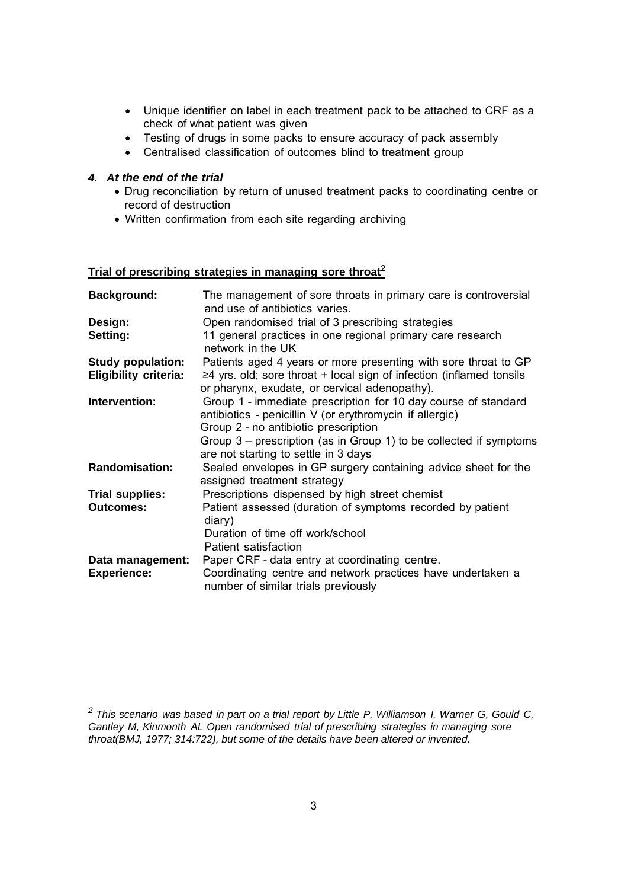- Unique identifier on label in each treatment pack to be attached to CRF as a check of what patient was given
- Testing of drugs in some packs to ensure accuracy of pack assembly
- Centralised classification of outcomes blind to treatment group

### *4. At the end of the trial*

- Drug reconciliation by return of unused treatment packs to coordinating centre or record of destruction
- Written confirmation from each site regarding archiving

## Trial of prescribing strategies in managing sore throat[2]

| | |
|---|---|
| **Background:** | The management of sore throats in primary care is controversial and use of antibiotics varies. |
| **Design:** | Open randomised trial of 3 prescribing strategies |
| **Setting:** | 11 general practices in one regional primary care research network in the UK |
| **Study population:** | Patients aged 4 years or more presenting with sore throat to GP |
| **Eligibility criteria:** | ≥4 yrs. old; sore throat + local sign of infection (inflamed tonsils or pharynx, exudate, or cervical adenopathy). |
| **Intervention:** | Group 1 - immediate prescription for 10 day course of standard antibiotics - penicillin V (or erythromycin if allergic)<br>Group 2 - no antibiotic prescription<br>Group 3 – prescription (as in Group 1) to be collected if symptoms are not starting to settle in 3 days |
| **Randomisation:** | Sealed envelopes in GP surgery containing advice sheet for the assigned treatment strategy |
| **Trial supplies:** | Prescriptions dispensed by high street chemist |
| **Outcomes:** | Patient assessed (duration of symptoms recorded by patient diary)<br>Duration of time off work/school<br>Patient satisfaction |
| **Data management:** | Paper CRF - data entry at coordinating centre. |
| **Experience:** | Coordinating centre and network practices have undertaken a number of similar trials previously |

[2] *This scenario was based in part on a trial report by Little P, Williamson I, Warner G, Gould C, Gantley M, Kinmonth AL Open randomised trial of prescribing strategies in managing sore throat(BMJ, 1977; 314:722), but some of the details have been altered or invented.*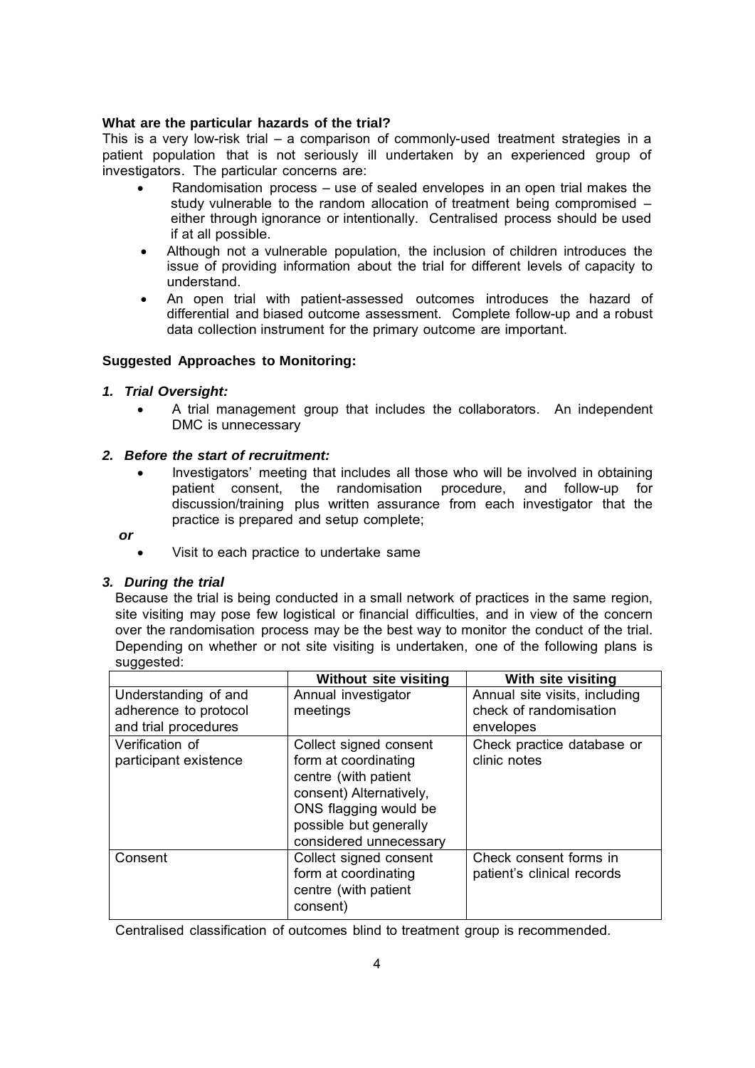**What are the particular hazards of the trial?**

This is a very low-risk trial – a comparison of commonly-used treatment strategies in a patient population that is not seriously ill undertaken by an experienced group of investigators. The particular concerns are:

- Randomisation process – use of sealed envelopes in an open trial makes the study vulnerable to the random allocation of treatment being compromised – either through ignorance or intentionally. Centralised process should be used if at all possible.
- Although not a vulnerable population, the inclusion of children introduces the issue of providing information about the trial for different levels of capacity to understand.
- An open trial with patient-assessed outcomes introduces the hazard of differential and biased outcome assessment. Complete follow-up and a robust data collection instrument for the primary outcome are important.

**Suggested Approaches to Monitoring:**

***1. Trial Oversight:***

- A trial management group that includes the collaborators. An independent DMC is unnecessary

***2. Before the start of recruitment:***

- Investigators' meeting that includes all those who will be involved in obtaining patient consent, the randomisation procedure, and follow-up for discussion/training plus written assurance from each investigator that the practice is prepared and setup complete;

***or***

- Visit to each practice to undertake same

***3. During the trial***

Because the trial is being conducted in a small network of practices in the same region, site visiting may pose few logistical or financial difficulties, and in view of the concern over the randomisation process may be the best way to monitor the conduct of the trial. Depending on whether or not site visiting is undertaken, one of the following plans is suggested:

| | **Without site visiting** | **With site visiting** |
|---|---|---|
| Understanding of and adherence to protocol and trial procedures | Annual investigator meetings | Annual site visits, including check of randomisation envelopes |
| Verification of participant existence | Collect signed consent form at coordinating centre (with patient consent) Alternatively, ONS flagging would be possible but generally considered unnecessary | Check practice database or clinic notes |
| Consent | Collect signed consent form at coordinating centre (with patient consent) | Check consent forms in patient's clinical records |

Centralised classification of outcomes blind to treatment group is recommended.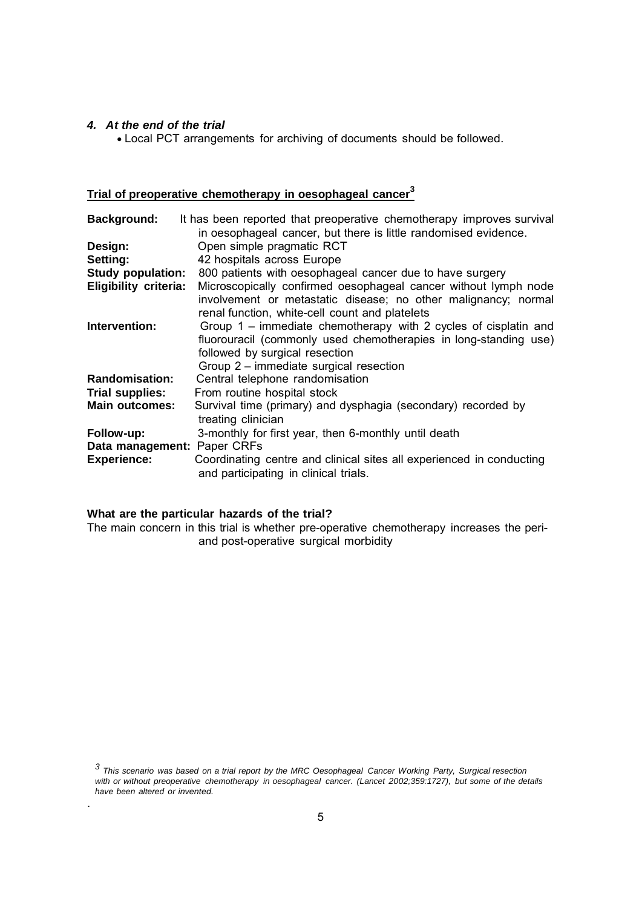### *4. At the end of the trial*

- Local PCT arrangements for archiving of documents should be followed.

## Trial of preoperative chemotherapy in oesophageal cancer[3]

**Background:** It has been reported that preoperative chemotherapy improves survival in oesophageal cancer, but there is little randomised evidence.

**Design:** Open simple pragmatic RCT

**Setting:** 42 hospitals across Europe

**Study population:** 800 patients with oesophageal cancer due to have surgery

**Eligibility criteria:** Microscopically confirmed oesophageal cancer without lymph node involvement or metastatic disease; no other malignancy; normal renal function, white-cell count and platelets

**Intervention:** Group 1 – immediate chemotherapy with 2 cycles of cisplatin and fluorouracil (commonly used chemotherapies in long-standing use) followed by surgical resection
Group 2 – immediate surgical resection

**Randomisation:** Central telephone randomisation

**Trial supplies:** From routine hospital stock

**Main outcomes:** Survival time (primary) and dysphagia (secondary) recorded by treating clinician

**Follow-up:** 3-monthly for first year, then 6-monthly until death

**Data management:** Paper CRFs

**Experience:** Coordinating centre and clinical sites all experienced in conducting and participating in clinical trials.

**What are the particular hazards of the trial?**

The main concern in this trial is whether pre-operative chemotherapy increases the peri- and post-operative surgical morbidity

---

[3] *This scenario was based on a trial report by the MRC Oesophageal Cancer Working Party, Surgical resection with or without preoperative chemotherapy in oesophageal cancer. (Lancet 2002;359:1727), but some of the details have been altered or invented.*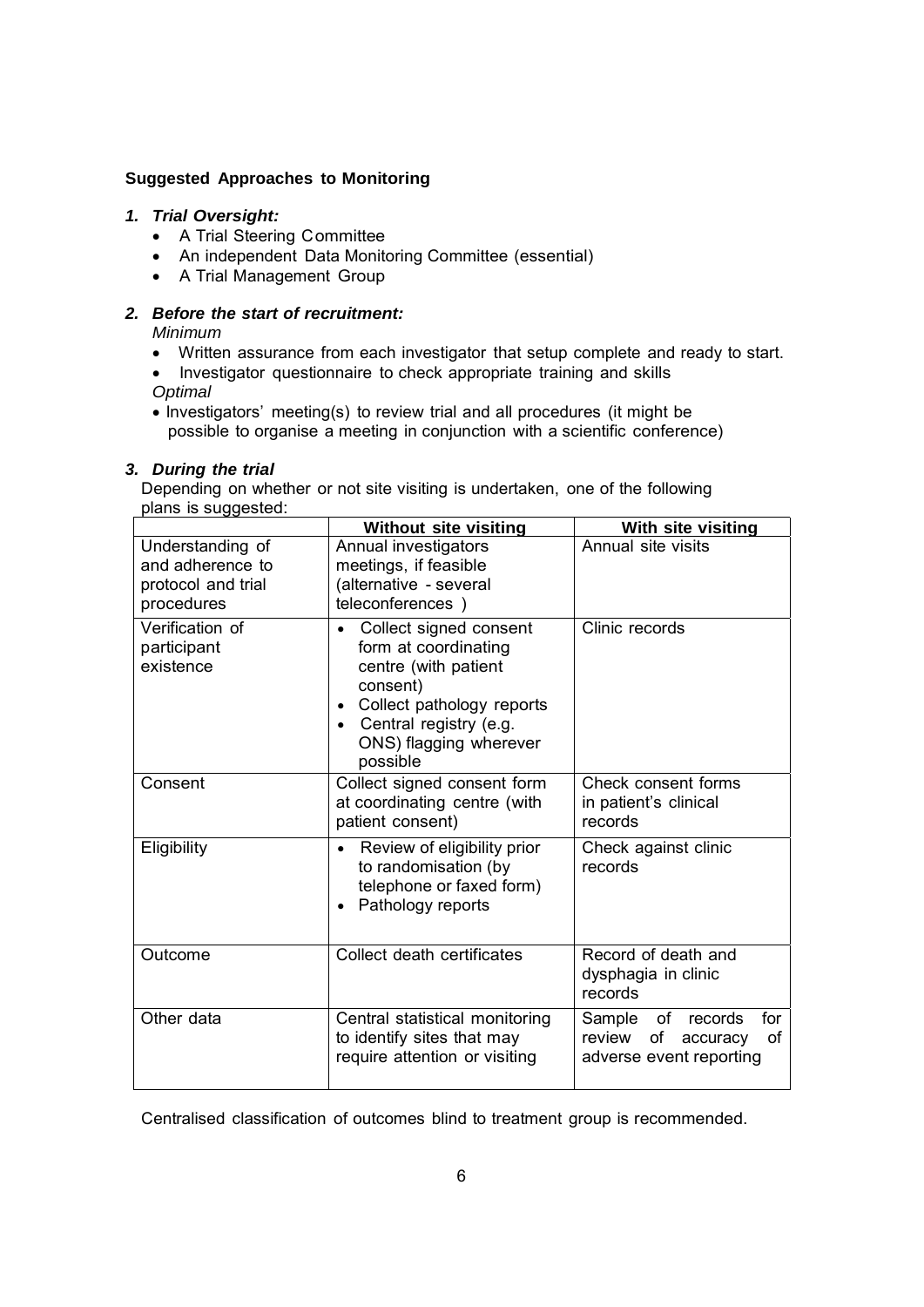**Suggested Approaches to Monitoring**

***1. Trial Oversight:***

- A Trial Steering Committee
- An independent Data Monitoring Committee (essential)
- A Trial Management Group

***2. Before the start of recruitment:***

*Minimum*

- Written assurance from each investigator that setup complete and ready to start.
- Investigator questionnaire to check appropriate training and skills

*Optimal*

- Investigators' meeting(s) to review trial and all procedures (it might be possible to organise a meeting in conjunction with a scientific conference)

***3. During the trial***

Depending on whether or not site visiting is undertaken, one of the following plans is suggested:

| | **Without site visiting** | **With site visiting** |
|---|---|---|
| Understanding of and adherence to protocol and trial procedures | Annual investigators meetings, if feasible (alternative - several teleconferences ) | Annual site visits |
| Verification of participant existence | • Collect signed consent form at coordinating centre (with patient consent)<br>• Collect pathology reports<br>• Central registry (e.g. ONS) flagging wherever possible | Clinic records |
| Consent | Collect signed consent form at coordinating centre (with patient consent) | Check consent forms in patient's clinical records |
| Eligibility | • Review of eligibility prior to randomisation (by telephone or faxed form)<br>• Pathology reports | Check against clinic records |
| Outcome | Collect death certificates | Record of death and dysphagia in clinic records |
| Other data | Central statistical monitoring to identify sites that may require attention or visiting | Sample of records for review of accuracy of adverse event reporting |

Centralised classification of outcomes blind to treatment group is recommended.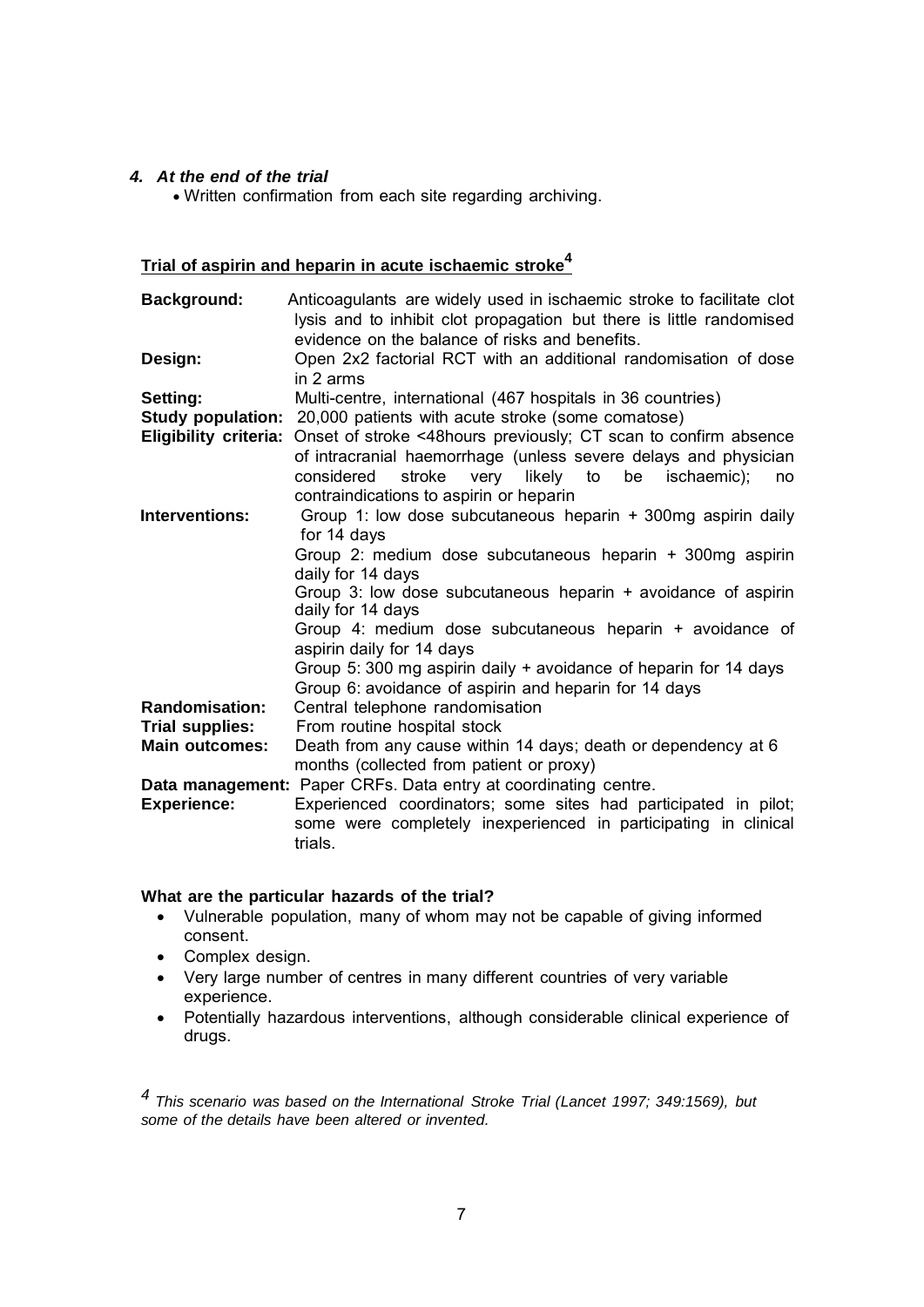### *4. At the end of the trial*

- Written confirmation from each site regarding archiving.

## Trial of aspirin and heparin in acute ischaemic stroke[4]

| | |
|---|---|
| **Background:** | Anticoagulants are widely used in ischaemic stroke to facilitate clot lysis and to inhibit clot propagation but there is little randomised evidence on the balance of risks and benefits. |
| **Design:** | Open 2x2 factorial RCT with an additional randomisation of dose in 2 arms |
| **Setting:** | Multi-centre, international (467 hospitals in 36 countries) |
| **Study population:** | 20,000 patients with acute stroke (some comatose) |
| **Eligibility criteria:** | Onset of stroke <48hours previously; CT scan to confirm absence of intracranial haemorrhage (unless severe delays and physician considered stroke very likely to be ischaemic); no contraindications to aspirin or heparin |
| **Interventions:** | Group 1: low dose subcutaneous heparin + 300mg aspirin daily for 14 days<br>Group 2: medium dose subcutaneous heparin + 300mg aspirin daily for 14 days<br>Group 3: low dose subcutaneous heparin + avoidance of aspirin daily for 14 days<br>Group 4: medium dose subcutaneous heparin + avoidance of aspirin daily for 14 days<br>Group 5: 300 mg aspirin daily + avoidance of heparin for 14 days<br>Group 6: avoidance of aspirin and heparin for 14 days |
| **Randomisation:** | Central telephone randomisation |
| **Trial supplies:** | From routine hospital stock |
| **Main outcomes:** | Death from any cause within 14 days; death or dependency at 6 months (collected from patient or proxy) |
| **Data management:** | Paper CRFs. Data entry at coordinating centre. |
| **Experience:** | Experienced coordinators; some sites had participated in pilot; some were completely inexperienced in participating in clinical trials. |

**What are the particular hazards of the trial?**

- Vulnerable population, many of whom may not be capable of giving informed consent.
- Complex design.
- Very large number of centres in many different countries of very variable experience.
- Potentially hazardous interventions, although considerable clinical experience of drugs.

*[4] This scenario was based on the International Stroke Trial (Lancet 1997; 349:1569), but some of the details have been altered or invented.*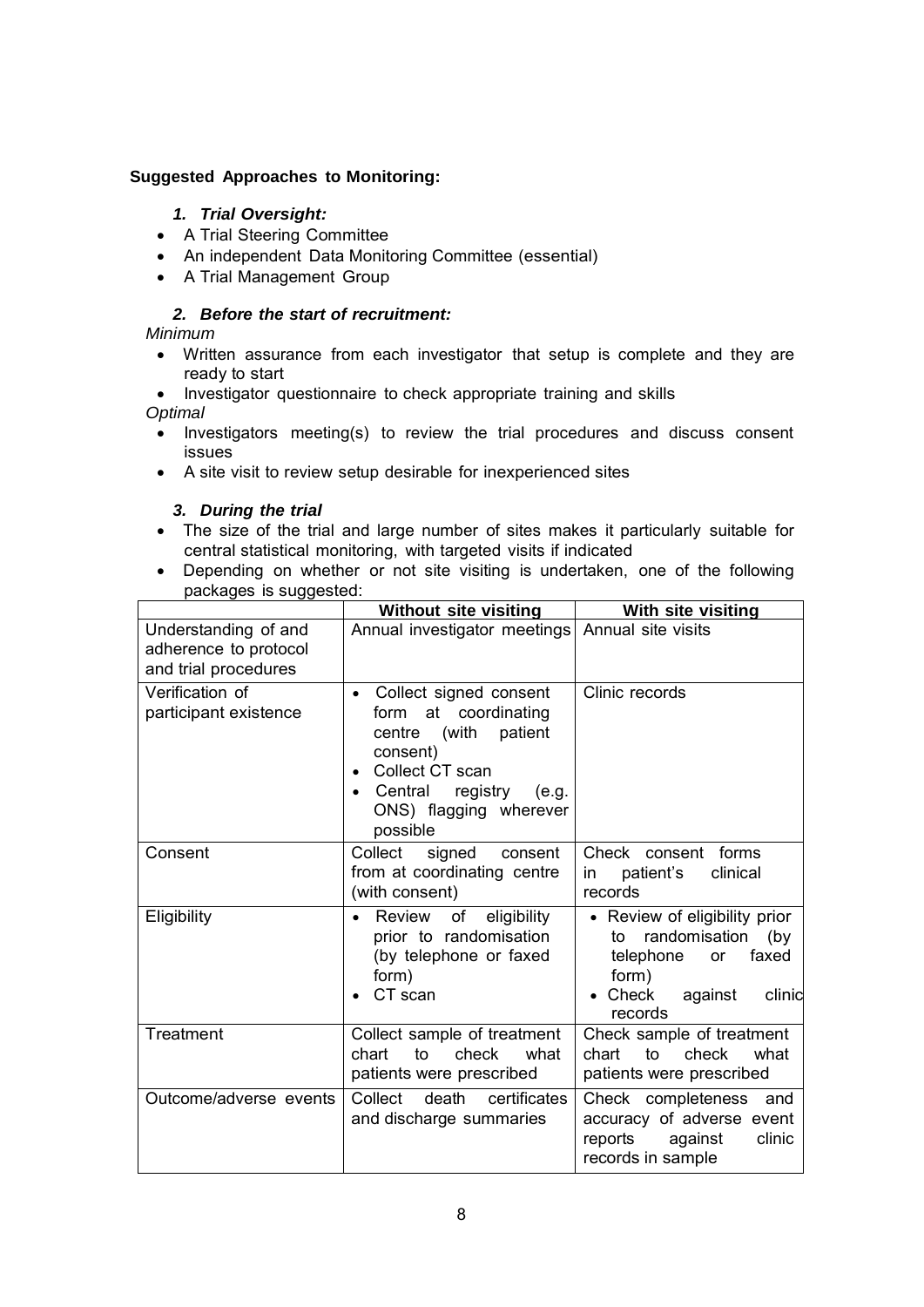**Suggested Approaches to Monitoring:**

### *1. Trial Oversight:*

- A Trial Steering Committee
- An independent Data Monitoring Committee (essential)
- A Trial Management Group

### *2. Before the start of recruitment:*

*Minimum*

- Written assurance from each investigator that setup is complete and they are ready to start
- Investigator questionnaire to check appropriate training and skills

*Optimal*

- Investigators meeting(s) to review the trial procedures and discuss consent issues
- A site visit to review setup desirable for inexperienced sites

### *3. During the trial*

- The size of the trial and large number of sites makes it particularly suitable for central statistical monitoring, with targeted visits if indicated
- Depending on whether or not site visiting is undertaken, one of the following packages is suggested:

| | Without site visiting | With site visiting |
|---|---|---|
| Understanding of and adherence to protocol and trial procedures | Annual investigator meetings | Annual site visits |
| Verification of participant existence | • Collect signed consent form at coordinating centre (with patient consent)<br>• Collect CT scan<br>• Central registry (e.g. ONS) flagging wherever possible | Clinic records |
| Consent | Collect signed consent from at coordinating centre (with consent) | Check consent forms in patient's clinical records |
| Eligibility | • Review of eligibility prior to randomisation (by telephone or faxed form)<br>• CT scan | • Review of eligibility prior to randomisation (by telephone or faxed form)<br>• Check against clinic records |
| Treatment | Collect sample of treatment chart to check what patients were prescribed | Check sample of treatment chart to check what patients were prescribed |
| Outcome/adverse events | Collect death certificates and discharge summaries | Check completeness and accuracy of adverse event reports against clinic records in sample |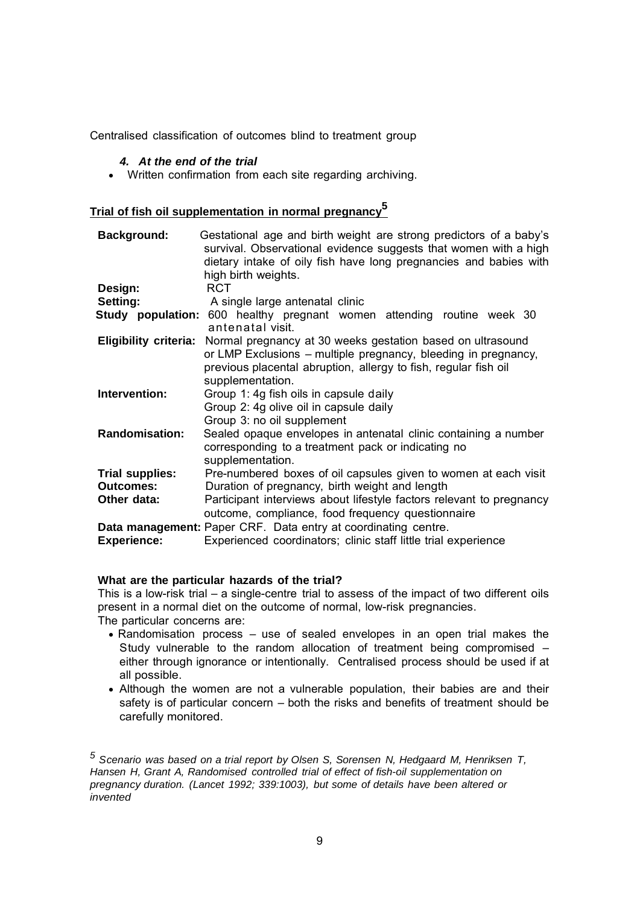Centralised classification of outcomes blind to treatment group

*4. At the end of the trial*

- Written confirmation from each site regarding archiving.

## Trial of fish oil supplementation in normal pregnancy[5]

| | |
|---|---|
| **Background:** | Gestational age and birth weight are strong predictors of a baby's survival. Observational evidence suggests that women with a high dietary intake of oily fish have long pregnancies and babies with high birth weights. |
| **Design:** | RCT |
| **Setting:** | A single large antenatal clinic |
| **Study population:** | 600 healthy pregnant women attending routine week 30 antenatal visit. |
| **Eligibility criteria:** | Normal pregnancy at 30 weeks gestation based on ultrasound or LMP Exclusions – multiple pregnancy, bleeding in pregnancy, previous placental abruption, allergy to fish, regular fish oil supplementation. |
| **Intervention:** | Group 1: 4g fish oils in capsule daily<br>Group 2: 4g olive oil in capsule daily<br>Group 3: no oil supplement |
| **Randomisation:** | Sealed opaque envelopes in antenatal clinic containing a number corresponding to a treatment pack or indicating no supplementation. |
| **Trial supplies:** | Pre-numbered boxes of oil capsules given to women at each visit |
| **Outcomes:** | Duration of pregnancy, birth weight and length |
| **Other data:** | Participant interviews about lifestyle factors relevant to pregnancy outcome, compliance, food frequency questionnaire |
| **Data management:** | Paper CRF. Data entry at coordinating centre. |
| **Experience:** | Experienced coordinators; clinic staff little trial experience |

**What are the particular hazards of the trial?**

This is a low-risk trial – a single-centre trial to assess of the impact of two different oils present in a normal diet on the outcome of normal, low-risk pregnancies.
The particular concerns are:

- Randomisation process – use of sealed envelopes in an open trial makes the Study vulnerable to the random allocation of treatment being compromised – either through ignorance or intentionally. Centralised process should be used if at all possible.
- Although the women are not a vulnerable population, their babies are and their safety is of particular concern – both the risks and benefits of treatment should be carefully monitored.

*[5] Scenario was based on a trial report by Olsen S, Sorensen N, Hedgaard M, Henriksen T, Hansen H, Grant A, Randomised controlled trial of effect of fish-oil supplementation on pregnancy duration. (Lancet 1992; 339:1003), but some of details have been altered or invented*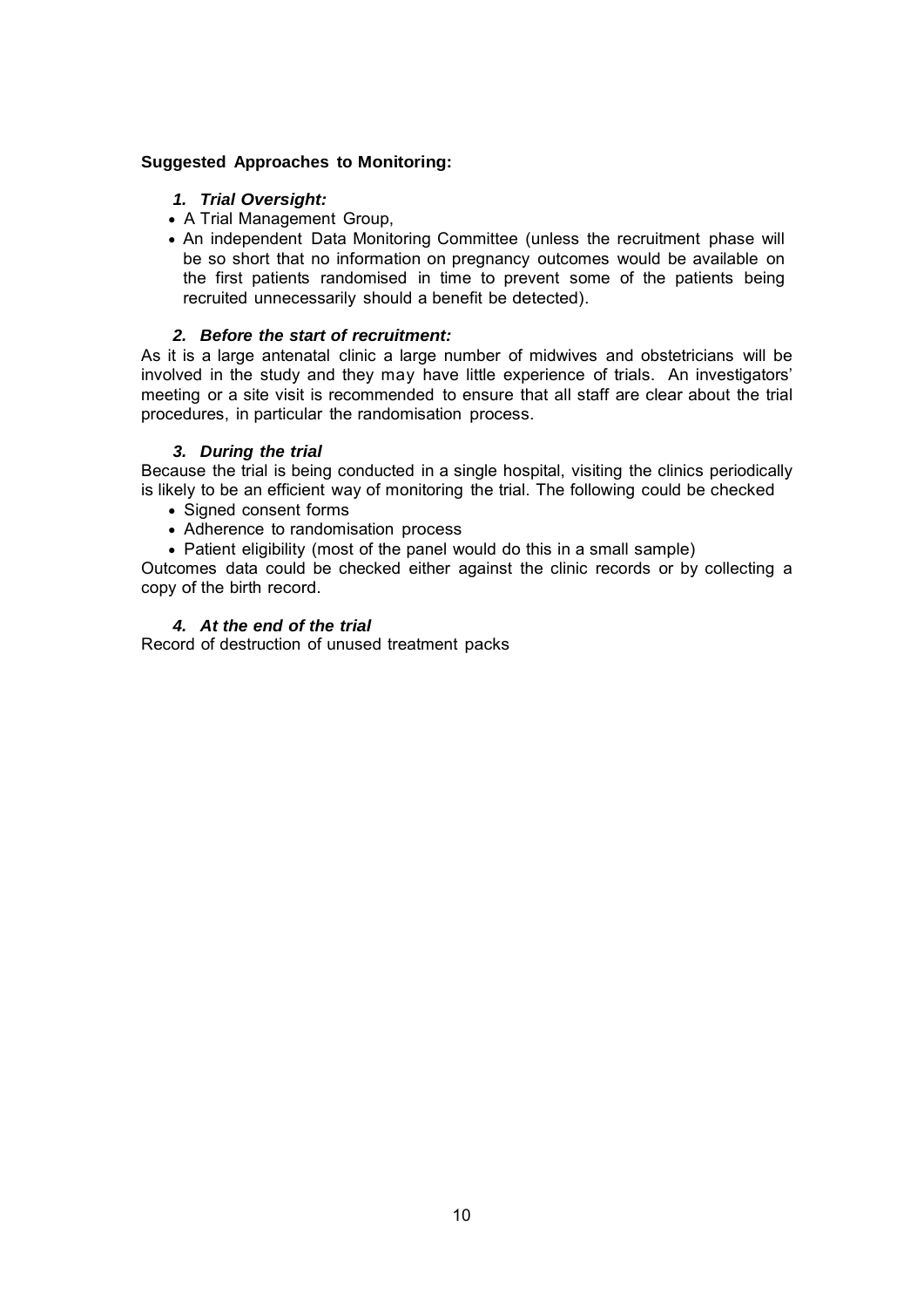**Suggested Approaches to Monitoring:**

1. ***Trial Oversight:***

- A Trial Management Group,
- An independent Data Monitoring Committee (unless the recruitment phase will be so short that no information on pregnancy outcomes would be available on the first patients randomised in time to prevent some of the patients being recruited unnecessarily should a benefit be detected).

2. ***Before the start of recruitment:***

As it is a large antenatal clinic a large number of midwives and obstetricians will be involved in the study and they may have little experience of trials. An investigators' meeting or a site visit is recommended to ensure that all staff are clear about the trial procedures, in particular the randomisation process.

3. ***During the trial***

Because the trial is being conducted in a single hospital, visiting the clinics periodically is likely to be an efficient way of monitoring the trial. The following could be checked

- Signed consent forms
- Adherence to randomisation process
- Patient eligibility (most of the panel would do this in a small sample)

Outcomes data could be checked either against the clinic records or by collecting a copy of the birth record.

4. ***At the end of the trial***

Record of destruction of unused treatment packs